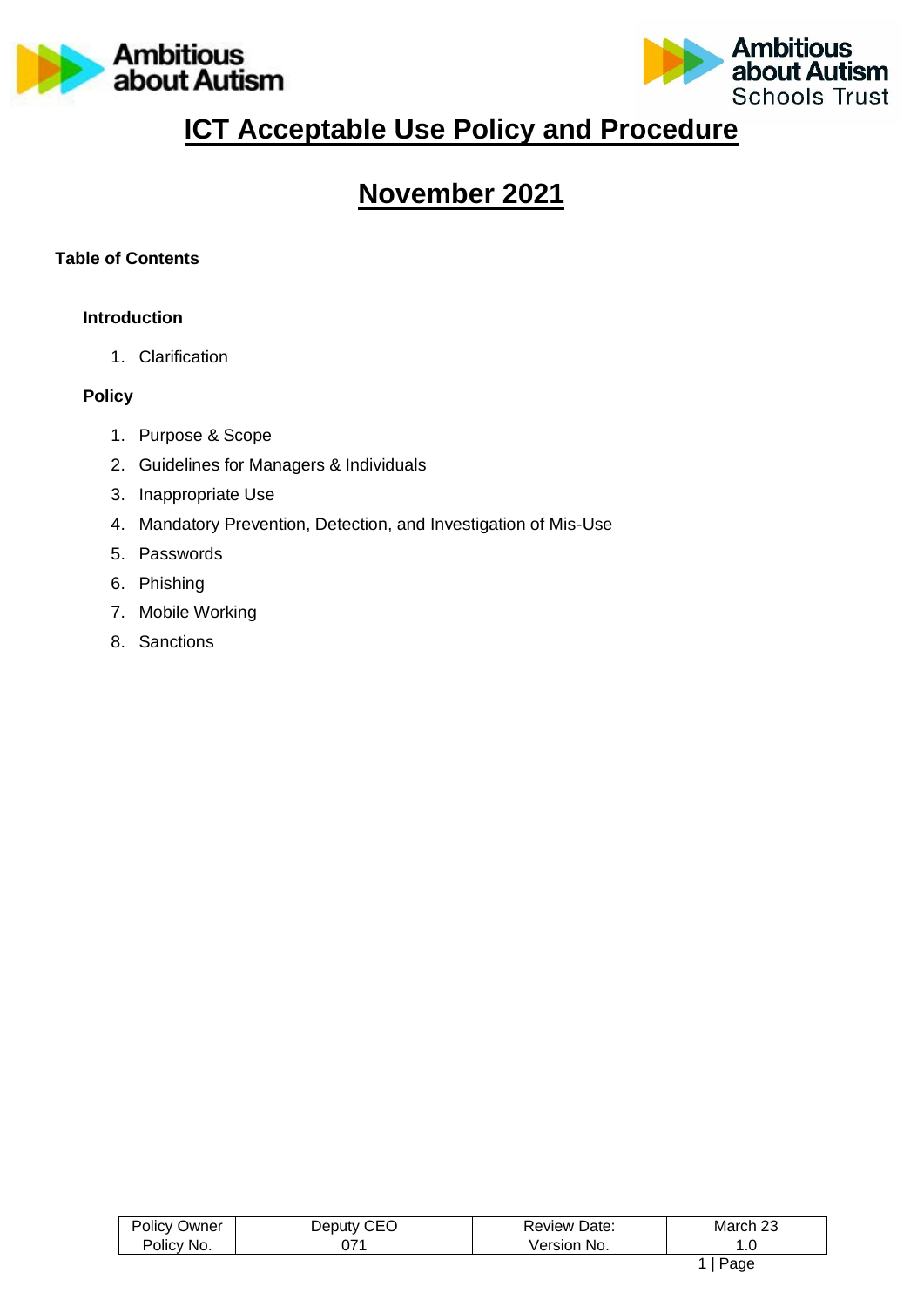# ICT Acceptable Use Policy and Procedure

# November 2021

**Table of Contents**

**Introduction**

1. Clarification

**Policy**

1. Purpose & Scope
2. Guidelines for Managers & Individuals
3. Inappropriate Use
4. Mandatory Prevention, Detection, and Investigation of Mis-Use
5. Passwords
6. Phishing
7. Mobile Working
8. Sanctions

| Policy Owner | Deputy CEO | Review Date: | March 23 |
|---|---|---|---|
| Policy No. | 071 | Version No. | 1.0 |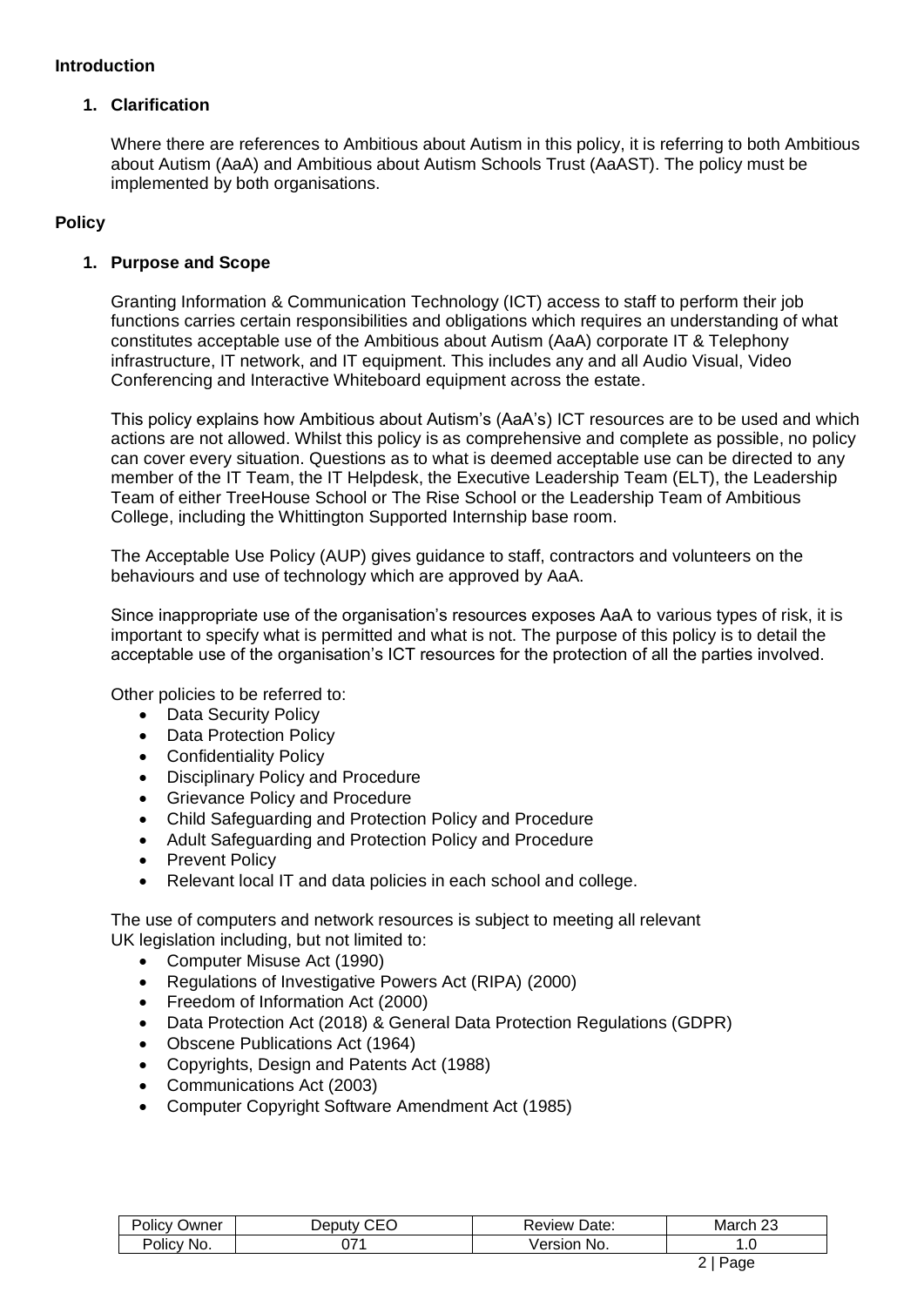## Introduction

### 1. Clarification

Where there are references to Ambitious about Autism in this policy, it is referring to both Ambitious about Autism (AaA) and Ambitious about Autism Schools Trust (AaAST). The policy must be implemented by both organisations.

## Policy

### 1. Purpose and Scope

Granting Information & Communication Technology (ICT) access to staff to perform their job functions carries certain responsibilities and obligations which requires an understanding of what constitutes acceptable use of the Ambitious about Autism (AaA) corporate IT & Telephony infrastructure, IT network, and IT equipment. This includes any and all Audio Visual, Video Conferencing and Interactive Whiteboard equipment across the estate.

This policy explains how Ambitious about Autism's (AaA's) ICT resources are to be used and which actions are not allowed. Whilst this policy is as comprehensive and complete as possible, no policy can cover every situation. Questions as to what is deemed acceptable use can be directed to any member of the IT Team, the IT Helpdesk, the Executive Leadership Team (ELT), the Leadership Team of either TreeHouse School or The Rise School or the Leadership Team of Ambitious College, including the Whittington Supported Internship base room.

The Acceptable Use Policy (AUP) gives guidance to staff, contractors and volunteers on the behaviours and use of technology which are approved by AaA.

Since inappropriate use of the organisation's resources exposes AaA to various types of risk, it is important to specify what is permitted and what is not. The purpose of this policy is to detail the acceptable use of the organisation's ICT resources for the protection of all the parties involved.

Other policies to be referred to:

- Data Security Policy
- Data Protection Policy
- Confidentiality Policy
- Disciplinary Policy and Procedure
- Grievance Policy and Procedure
- Child Safeguarding and Protection Policy and Procedure
- Adult Safeguarding and Protection Policy and Procedure
- Prevent Policy
- Relevant local IT and data policies in each school and college.

The use of computers and network resources is subject to meeting all relevant UK legislation including, but not limited to:

- Computer Misuse Act (1990)
- Regulations of Investigative Powers Act (RIPA) (2000)
- Freedom of Information Act (2000)
- Data Protection Act (2018) & General Data Protection Regulations (GDPR)
- Obscene Publications Act (1964)
- Copyrights, Design and Patents Act (1988)
- Communications Act (2003)
- Computer Copyright Software Amendment Act (1985)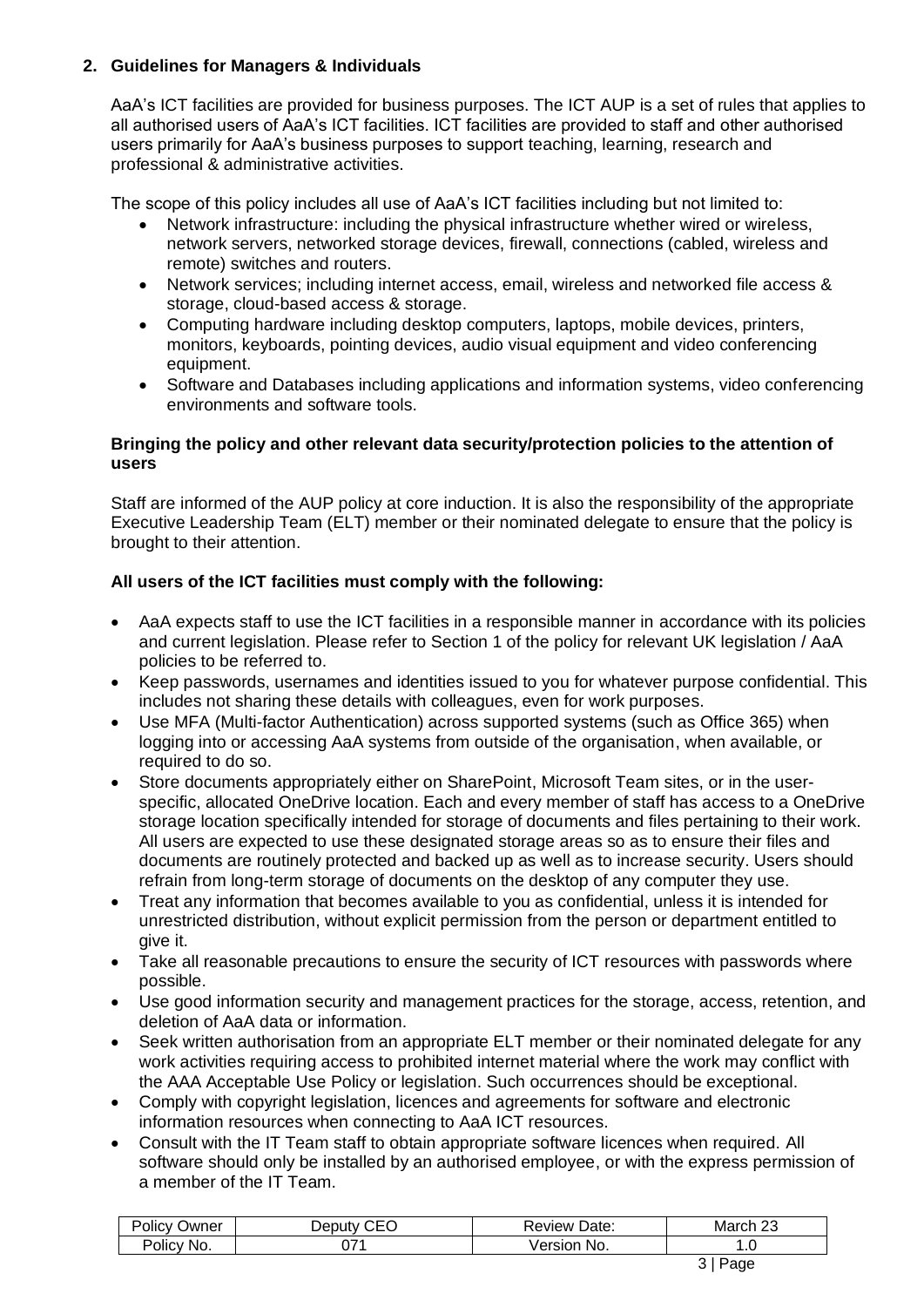## 2. Guidelines for Managers & Individuals

AaA's ICT facilities are provided for business purposes. The ICT AUP is a set of rules that applies to all authorised users of AaA's ICT facilities. ICT facilities are provided to staff and other authorised users primarily for AaA's business purposes to support teaching, learning, research and professional & administrative activities.

The scope of this policy includes all use of AaA's ICT facilities including but not limited to:

- Network infrastructure: including the physical infrastructure whether wired or wireless, network servers, networked storage devices, firewall, connections (cabled, wireless and remote) switches and routers.
- Network services; including internet access, email, wireless and networked file access & storage, cloud-based access & storage.
- Computing hardware including desktop computers, laptops, mobile devices, printers, monitors, keyboards, pointing devices, audio visual equipment and video conferencing equipment.
- Software and Databases including applications and information systems, video conferencing environments and software tools.

**Bringing the policy and other relevant data security/protection policies to the attention of users**

Staff are informed of the AUP policy at core induction. It is also the responsibility of the appropriate Executive Leadership Team (ELT) member or their nominated delegate to ensure that the policy is brought to their attention.

**All users of the ICT facilities must comply with the following:**

- AaA expects staff to use the ICT facilities in a responsible manner in accordance with its policies and current legislation. Please refer to Section 1 of the policy for relevant UK legislation / AaA policies to be referred to.
- Keep passwords, usernames and identities issued to you for whatever purpose confidential. This includes not sharing these details with colleagues, even for work purposes.
- Use MFA (Multi-factor Authentication) across supported systems (such as Office 365) when logging into or accessing AaA systems from outside of the organisation, when available, or required to do so.
- Store documents appropriately either on SharePoint, Microsoft Team sites, or in the user-specific, allocated OneDrive location. Each and every member of staff has access to a OneDrive storage location specifically intended for storage of documents and files pertaining to their work. All users are expected to use these designated storage areas so as to ensure their files and documents are routinely protected and backed up as well as to increase security. Users should refrain from long-term storage of documents on the desktop of any computer they use.
- Treat any information that becomes available to you as confidential, unless it is intended for unrestricted distribution, without explicit permission from the person or department entitled to give it.
- Take all reasonable precautions to ensure the security of ICT resources with passwords where possible.
- Use good information security and management practices for the storage, access, retention, and deletion of AaA data or information.
- Seek written authorisation from an appropriate ELT member or their nominated delegate for any work activities requiring access to prohibited internet material where the work may conflict with the AAA Acceptable Use Policy or legislation. Such occurrences should be exceptional.
- Comply with copyright legislation, licences and agreements for software and electronic information resources when connecting to AaA ICT resources.
- Consult with the IT Team staff to obtain appropriate software licences when required. All software should only be installed by an authorised employee, or with the express permission of a member of the IT Team.

| Policy Owner | Deputy CEO | Review Date: | March 23 |
|---|---|---|---|
| Policy No. | 071 | Version No. | 1.0 |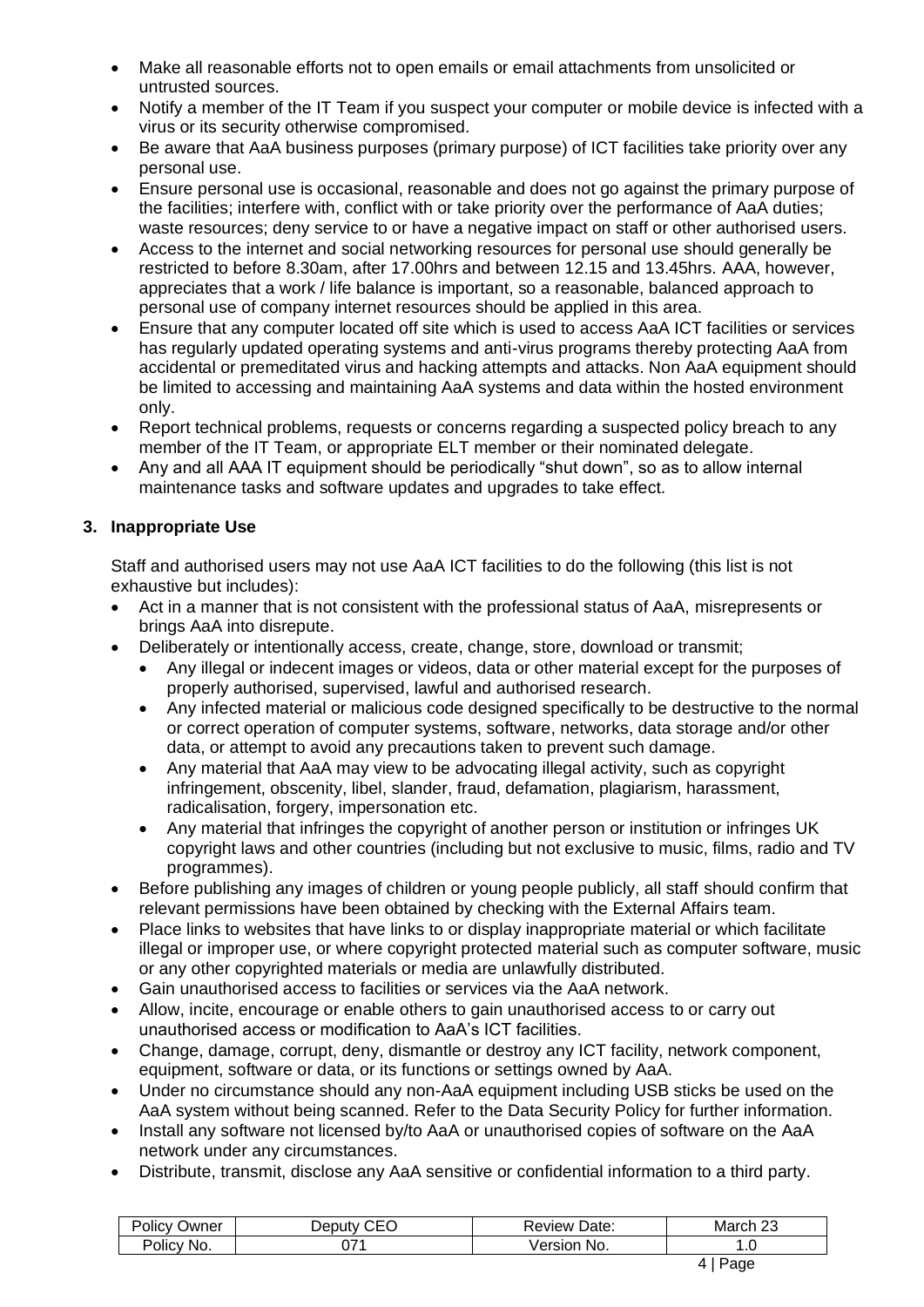- Make all reasonable efforts not to open emails or email attachments from unsolicited or untrusted sources.
- Notify a member of the IT Team if you suspect your computer or mobile device is infected with a virus or its security otherwise compromised.
- Be aware that AaA business purposes (primary purpose) of ICT facilities take priority over any personal use.
- Ensure personal use is occasional, reasonable and does not go against the primary purpose of the facilities; interfere with, conflict with or take priority over the performance of AaA duties; waste resources; deny service to or have a negative impact on staff or other authorised users.
- Access to the internet and social networking resources for personal use should generally be restricted to before 8.30am, after 17.00hrs and between 12.15 and 13.45hrs. AAA, however, appreciates that a work / life balance is important, so a reasonable, balanced approach to personal use of company internet resources should be applied in this area.
- Ensure that any computer located off site which is used to access AaA ICT facilities or services has regularly updated operating systems and anti-virus programs thereby protecting AaA from accidental or premeditated virus and hacking attempts and attacks. Non AaA equipment should be limited to accessing and maintaining AaA systems and data within the hosted environment only.
- Report technical problems, requests or concerns regarding a suspected policy breach to any member of the IT Team, or appropriate ELT member or their nominated delegate.
- Any and all AAA IT equipment should be periodically "shut down", so as to allow internal maintenance tasks and software updates and upgrades to take effect.

## 3. Inappropriate Use

Staff and authorised users may not use AaA ICT facilities to do the following (this list is not exhaustive but includes):

- Act in a manner that is not consistent with the professional status of AaA, misrepresents or brings AaA into disrepute.
- Deliberately or intentionally access, create, change, store, download or transmit;
  - Any illegal or indecent images or videos, data or other material except for the purposes of properly authorised, supervised, lawful and authorised research.
  - Any infected material or malicious code designed specifically to be destructive to the normal or correct operation of computer systems, software, networks, data storage and/or other data, or attempt to avoid any precautions taken to prevent such damage.
  - Any material that AaA may view to be advocating illegal activity, such as copyright infringement, obscenity, libel, slander, fraud, defamation, plagiarism, harassment, radicalisation, forgery, impersonation etc.
  - Any material that infringes the copyright of another person or institution or infringes UK copyright laws and other countries (including but not exclusive to music, films, radio and TV programmes).
- Before publishing any images of children or young people publicly, all staff should confirm that relevant permissions have been obtained by checking with the External Affairs team.
- Place links to websites that have links to or display inappropriate material or which facilitate illegal or improper use, or where copyright protected material such as computer software, music or any other copyrighted materials or media are unlawfully distributed.
- Gain unauthorised access to facilities or services via the AaA network.
- Allow, incite, encourage or enable others to gain unauthorised access to or carry out unauthorised access or modification to AaA's ICT facilities.
- Change, damage, corrupt, deny, dismantle or destroy any ICT facility, network component, equipment, software or data, or its functions or settings owned by AaA.
- Under no circumstance should any non-AaA equipment including USB sticks be used on the AaA system without being scanned. Refer to the Data Security Policy for further information.
- Install any software not licensed by/to AaA or unauthorised copies of software on the AaA network under any circumstances.
- Distribute, transmit, disclose any AaA sensitive or confidential information to a third party.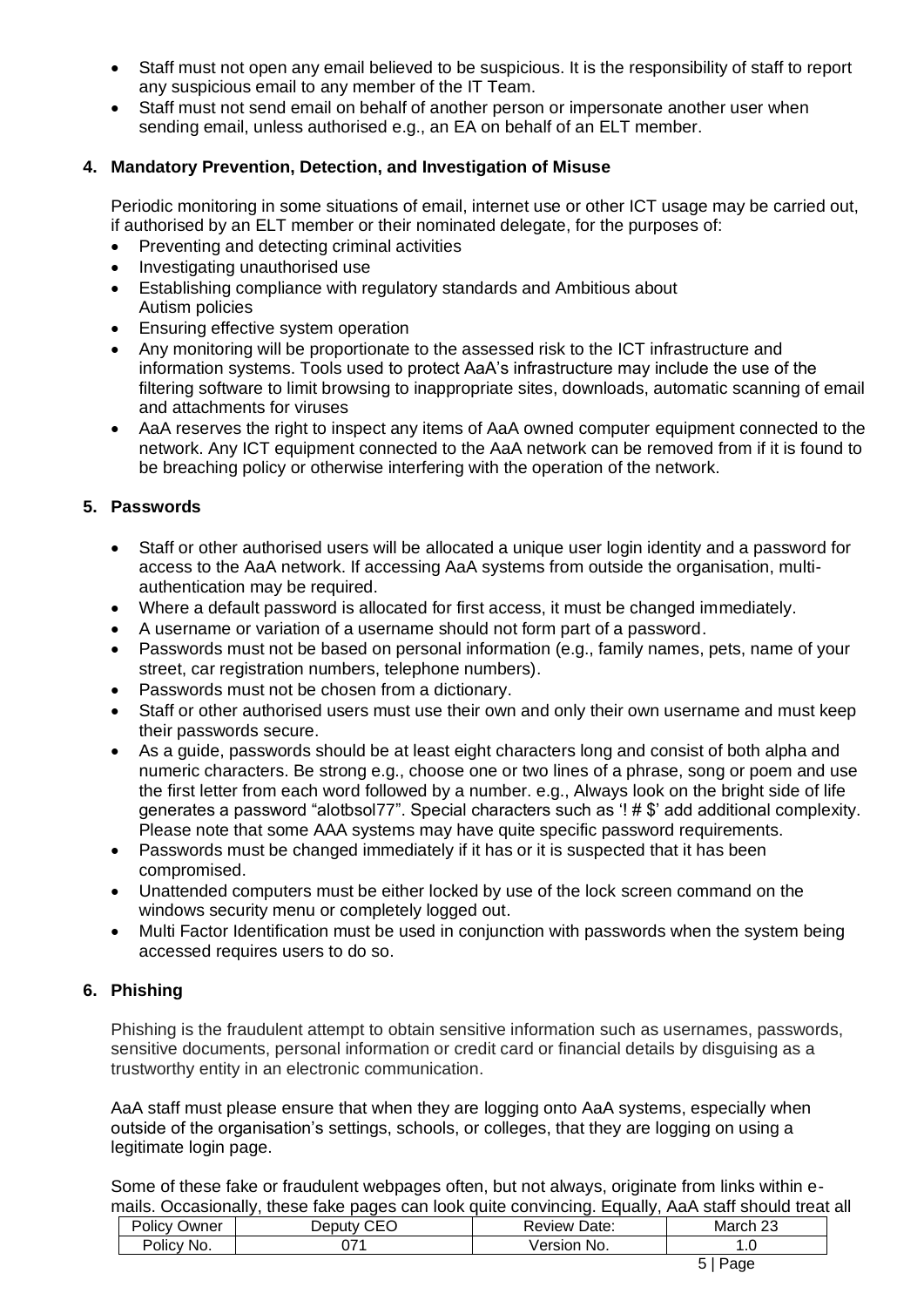- Staff must not open any email believed to be suspicious. It is the responsibility of staff to report any suspicious email to any member of the IT Team.
- Staff must not send email on behalf of another person or impersonate another user when sending email, unless authorised e.g., an EA on behalf of an ELT member.

## 4. Mandatory Prevention, Detection, and Investigation of Misuse

Periodic monitoring in some situations of email, internet use or other ICT usage may be carried out, if authorised by an ELT member or their nominated delegate, for the purposes of:

- Preventing and detecting criminal activities
- Investigating unauthorised use
- Establishing compliance with regulatory standards and Ambitious about Autism policies
- Ensuring effective system operation
- Any monitoring will be proportionate to the assessed risk to the ICT infrastructure and information systems. Tools used to protect AaA's infrastructure may include the use of the filtering software to limit browsing to inappropriate sites, downloads, automatic scanning of email and attachments for viruses
- AaA reserves the right to inspect any items of AaA owned computer equipment connected to the network. Any ICT equipment connected to the AaA network can be removed from if it is found to be breaching policy or otherwise interfering with the operation of the network.

## 5. Passwords

- Staff or other authorised users will be allocated a unique user login identity and a password for access to the AaA network. If accessing AaA systems from outside the organisation, multi-authentication may be required.
- Where a default password is allocated for first access, it must be changed immediately.
- A username or variation of a username should not form part of a password.
- Passwords must not be based on personal information (e.g., family names, pets, name of your street, car registration numbers, telephone numbers).
- Passwords must not be chosen from a dictionary.
- Staff or other authorised users must use their own and only their own username and must keep their passwords secure.
- As a guide, passwords should be at least eight characters long and consist of both alpha and numeric characters. Be strong e.g., choose one or two lines of a phrase, song or poem and use the first letter from each word followed by a number. e.g., Always look on the bright side of life generates a password "alotbsol77". Special characters such as '! # $' add additional complexity. Please note that some AAA systems may have quite specific password requirements.
- Passwords must be changed immediately if it has or it is suspected that it has been compromised.
- Unattended computers must be either locked by use of the lock screen command on the windows security menu or completely logged out.
- Multi Factor Identification must be used in conjunction with passwords when the system being accessed requires users to do so.

## 6. Phishing

Phishing is the fraudulent attempt to obtain sensitive information such as usernames, passwords, sensitive documents, personal information or credit card or financial details by disguising as a trustworthy entity in an electronic communication.

AaA staff must please ensure that when they are logging onto AaA systems, especially when outside of the organisation's settings, schools, or colleges, that they are logging on using a legitimate login page.

Some of these fake or fraudulent webpages often, but not always, originate from links within e-mails. Occasionally, these fake pages can look quite convincing. Equally, AaA staff should treat all

| Policy Owner | Deputy CEO | Review Date: | March 23 |
|---|---|---|---|
| Policy No. | 071 | Version No. | 1.0 |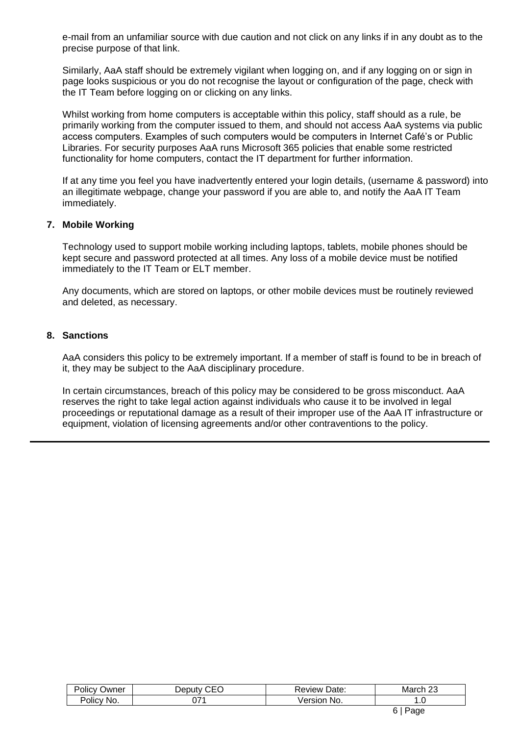e-mail from an unfamiliar source with due caution and not click on any links if in any doubt as to the precise purpose of that link.

Similarly, AaA staff should be extremely vigilant when logging on, and if any logging on or sign in page looks suspicious or you do not recognise the layout or configuration of the page, check with the IT Team before logging on or clicking on any links.

Whilst working from home computers is acceptable within this policy, staff should as a rule, be primarily working from the computer issued to them, and should not access AaA systems via public access computers. Examples of such computers would be computers in Internet Café's or Public Libraries. For security purposes AaA runs Microsoft 365 policies that enable some restricted functionality for home computers, contact the IT department for further information.

If at any time you feel you have inadvertently entered your login details, (username & password) into an illegitimate webpage, change your password if you are able to, and notify the AaA IT Team immediately.

## 7. Mobile Working

Technology used to support mobile working including laptops, tablets, mobile phones should be kept secure and password protected at all times. Any loss of a mobile device must be notified immediately to the IT Team or ELT member.

Any documents, which are stored on laptops, or other mobile devices must be routinely reviewed and deleted, as necessary.

## 8. Sanctions

AaA considers this policy to be extremely important. If a member of staff is found to be in breach of it, they may be subject to the AaA disciplinary procedure.

In certain circumstances, breach of this policy may be considered to be gross misconduct. AaA reserves the right to take legal action against individuals who cause it to be involved in legal proceedings or reputational damage as a result of their improper use of the AaA IT infrastructure or equipment, violation of licensing agreements and/or other contraventions to the policy.